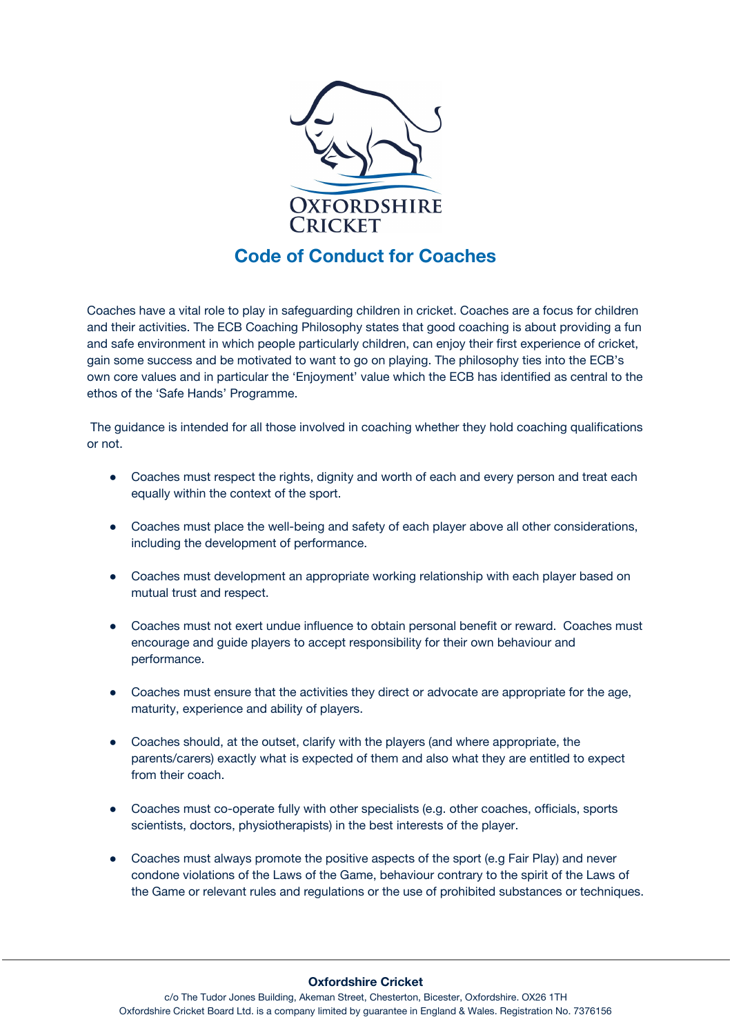# Code of Conduct for Coaches

Coaches have a vital role to play in safeguarding children in cricket. Coaches are a focus for children and their activities. The ECB Coaching Philosophy states that good coaching is about providing a fun and safe environment in which people particularly children, can enjoy their first experience of cricket, gain some success and be motivated to want to go on playing. The philosophy ties into the ECB's own core values and in particular the 'Enjoyment' value which the ECB has identified as central to the ethos of the 'Safe Hands' Programme.

The guidance is intended for all those involved in coaching whether they hold coaching qualifications or not.

- Coaches must respect the rights, dignity and worth of each and every person and treat each equally within the context of the sport.
- Coaches must place the well-being and safety of each player above all other considerations, including the development of performance.
- Coaches must development an appropriate working relationship with each player based on mutual trust and respect.
- Coaches must not exert undue influence to obtain personal benefit or reward. Coaches must encourage and guide players to accept responsibility for their own behaviour and performance.
- Coaches must ensure that the activities they direct or advocate are appropriate for the age, maturity, experience and ability of players.
- Coaches should, at the outset, clarify with the players (and where appropriate, the parents/carers) exactly what is expected of them and also what they are entitled to expect from their coach.
- Coaches must co-operate fully with other specialists (e.g. other coaches, officials, sports scientists, doctors, physiotherapists) in the best interests of the player.
- Coaches must always promote the positive aspects of the sport (e.g Fair Play) and never condone violations of the Laws of the Game, behaviour contrary to the spirit of the Laws of the Game or relevant rules and regulations or the use of prohibited substances or techniques.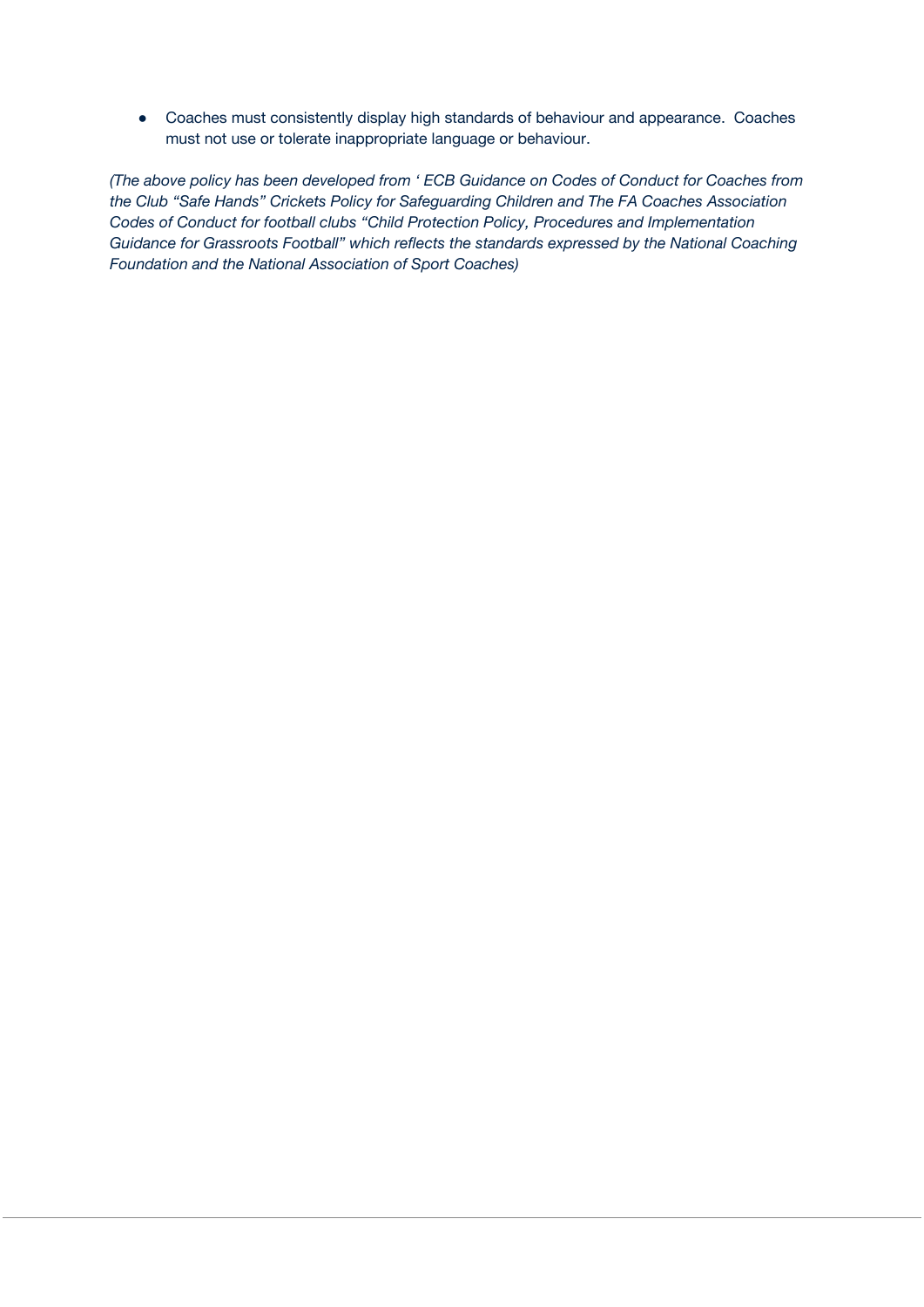- Coaches must consistently display high standards of behaviour and appearance.  Coaches must not use or tolerate inappropriate language or behaviour.

*(The above policy has been developed from ' ECB Guidance on Codes of Conduct for Coaches from the Club "Safe Hands" Crickets Policy for Safeguarding Children and The FA Coaches Association Codes of Conduct for football clubs "Child Protection Policy, Procedures and Implementation Guidance for Grassroots Football" which reflects the standards expressed by the National Coaching Foundation and the National Association of Sport Coaches)*